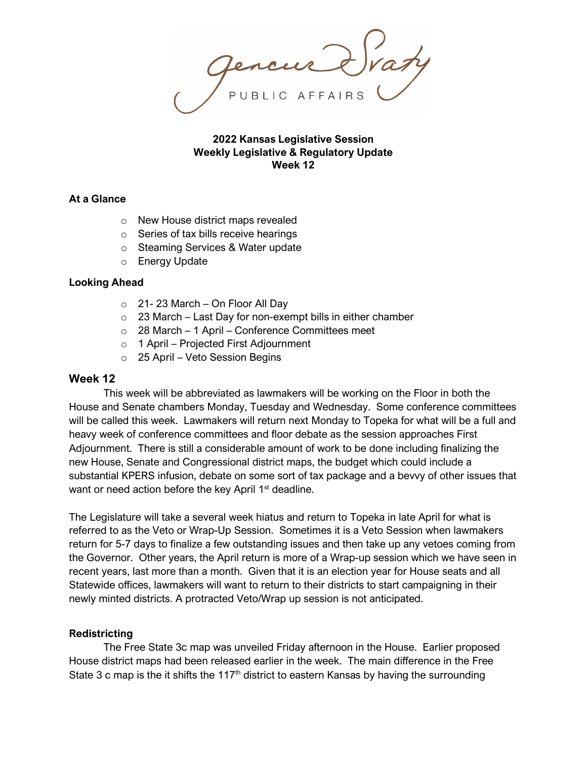Gencur Sraty PUBLIC AFFAIRS

**2022 Kansas Legislative Session**
**Weekly Legislative & Regulatory Update**
**Week 12**

**At a Glance**

- New House district maps revealed
- Series of tax bills receive hearings
- Steaming Services & Water update
- Energy Update

**Looking Ahead**

- 21- 23 March – On Floor All Day
- 23 March – Last Day for non-exempt bills in either chamber
- 28 March – 1 April – Conference Committees meet
- 1 April – Projected First Adjournment
- 25 April – Veto Session Begins

## Week 12

This week will be abbreviated as lawmakers will be working on the Floor in both the House and Senate chambers Monday, Tuesday and Wednesday. Some conference committees will be called this week. Lawmakers will return next Monday to Topeka for what will be a full and heavy week of conference committees and floor debate as the session approaches First Adjournment. There is still a considerable amount of work to be done including finalizing the new House, Senate and Congressional district maps, the budget which could include a substantial KPERS infusion, debate on some sort of tax package and a bevvy of other issues that want or need action before the key April 1st deadline.

The Legislature will take a several week hiatus and return to Topeka in late April for what is referred to as the Veto or Wrap-Up Session. Sometimes it is a Veto Session when lawmakers return for 5-7 days to finalize a few outstanding issues and then take up any vetoes coming from the Governor. Other years, the April return is more of a Wrap-up session which we have seen in recent years, last more than a month. Given that it is an election year for House seats and all Statewide offices, lawmakers will want to return to their districts to start campaigning in their newly minted districts. A protracted Veto/Wrap up session is not anticipated.

**Redistricting**

The Free State 3c map was unveiled Friday afternoon in the House. Earlier proposed House district maps had been released earlier in the week. The main difference in the Free State 3 c map is the it shifts the 117th district to eastern Kansas by having the surrounding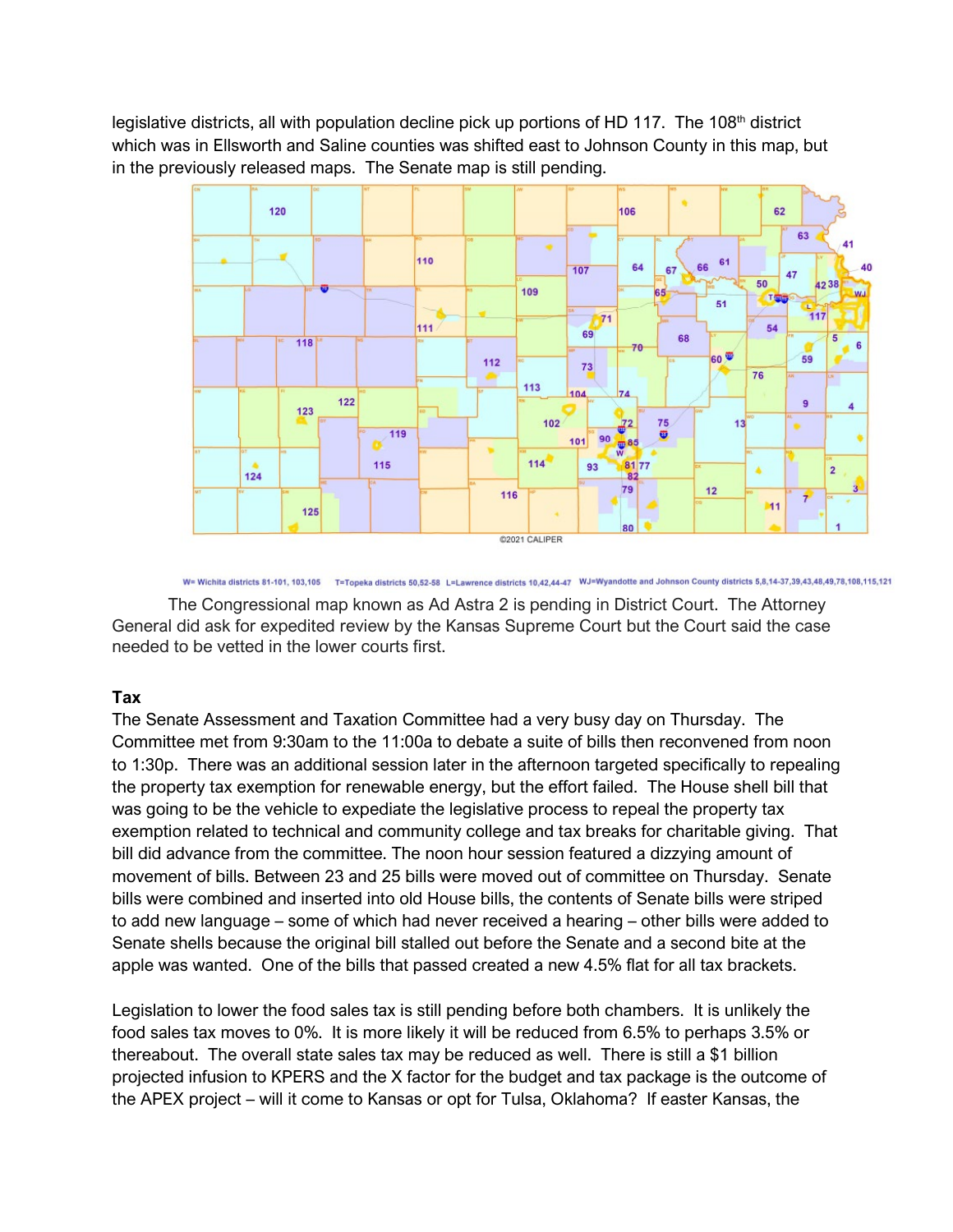legislative districts, all with population decline pick up portions of HD 117. The 108th district which was in Ellsworth and Saline counties was shifted east to Johnson County in this map, but in the previously released maps. The Senate map is still pending.

©2021 CALIPER

W= Wichita districts 81-101, 103,105 T=Topeka districts 50,52-58 L=Lawrence districts 10,42,44-47 WJ=Wyandotte and Johnson County districts 5,8,14-37,39,43,48,49,78,108,115,121

The Congressional map known as Ad Astra 2 is pending in District Court. The Attorney General did ask for expedited review by the Kansas Supreme Court but the Court said the case needed to be vetted in the lower courts first.

**Tax**

The Senate Assessment and Taxation Committee had a very busy day on Thursday. The Committee met from 9:30am to the 11:00a to debate a suite of bills then reconvened from noon to 1:30p. There was an additional session later in the afternoon targeted specifically to repealing the property tax exemption for renewable energy, but the effort failed. The House shell bill that was going to be the vehicle to expediate the legislative process to repeal the property tax exemption related to technical and community college and tax breaks for charitable giving. That bill did advance from the committee. The noon hour session featured a dizzying amount of movement of bills. Between 23 and 25 bills were moved out of committee on Thursday. Senate bills were combined and inserted into old House bills, the contents of Senate bills were striped to add new language – some of which had never received a hearing – other bills were added to Senate shells because the original bill stalled out before the Senate and a second bite at the apple was wanted. One of the bills that passed created a new 4.5% flat for all tax brackets.

Legislation to lower the food sales tax is still pending before both chambers. It is unlikely the food sales tax moves to 0%. It is more likely it will be reduced from 6.5% to perhaps 3.5% or thereabout. The overall state sales tax may be reduced as well. There is still a $1 billion projected infusion to KPERS and the X factor for the budget and tax package is the outcome of the APEX project – will it come to Kansas or opt for Tulsa, Oklahoma? If easter Kansas, the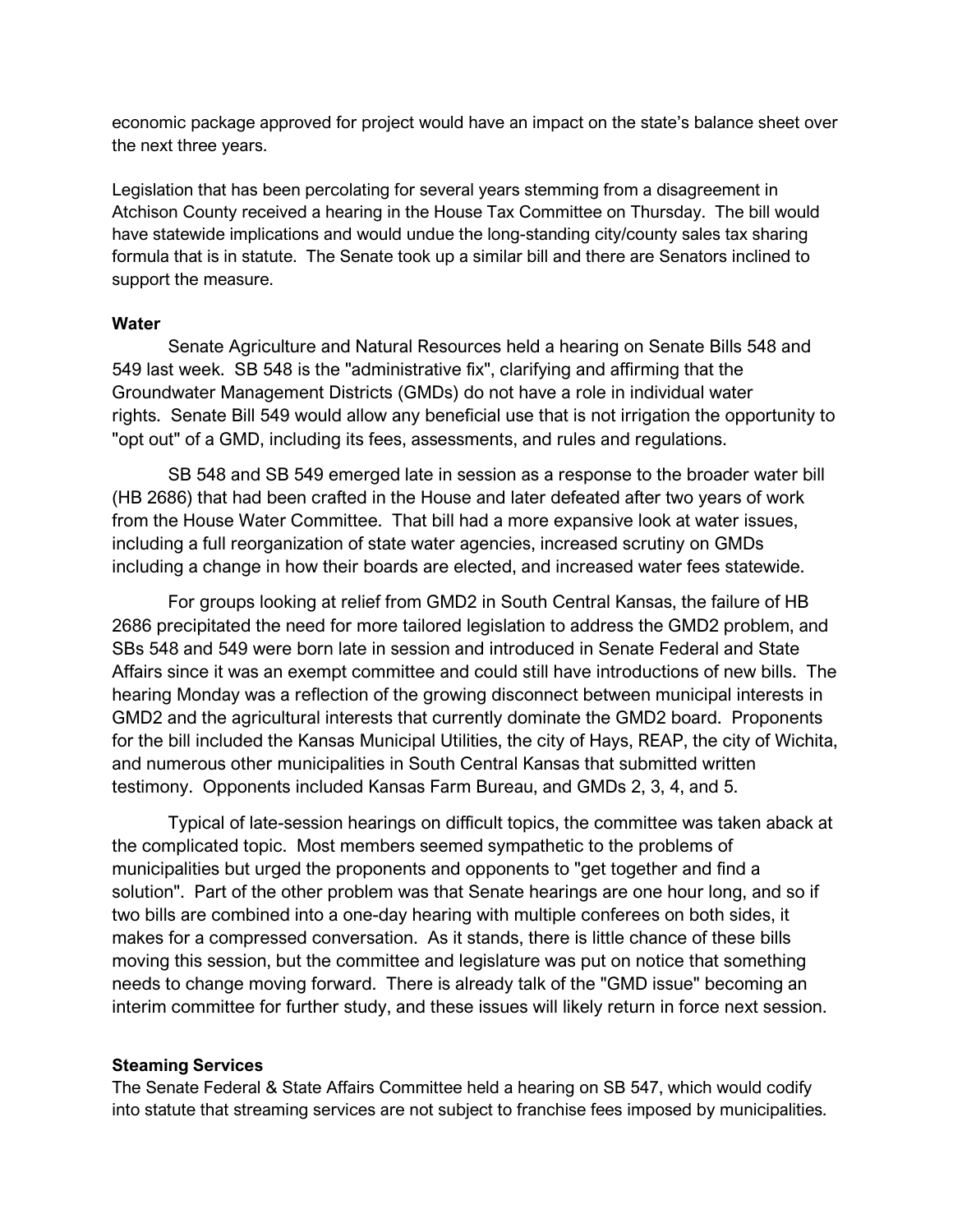economic package approved for project would have an impact on the state's balance sheet over the next three years.

Legislation that has been percolating for several years stemming from a disagreement in Atchison County received a hearing in the House Tax Committee on Thursday. The bill would have statewide implications and would undue the long-standing city/county sales tax sharing formula that is in statute. The Senate took up a similar bill and there are Senators inclined to support the measure.

**Water**

Senate Agriculture and Natural Resources held a hearing on Senate Bills 548 and 549 last week. SB 548 is the "administrative fix", clarifying and affirming that the Groundwater Management Districts (GMDs) do not have a role in individual water rights. Senate Bill 549 would allow any beneficial use that is not irrigation the opportunity to "opt out" of a GMD, including its fees, assessments, and rules and regulations.

SB 548 and SB 549 emerged late in session as a response to the broader water bill (HB 2686) that had been crafted in the House and later defeated after two years of work from the House Water Committee. That bill had a more expansive look at water issues, including a full reorganization of state water agencies, increased scrutiny on GMDs including a change in how their boards are elected, and increased water fees statewide.

For groups looking at relief from GMD2 in South Central Kansas, the failure of HB 2686 precipitated the need for more tailored legislation to address the GMD2 problem, and SBs 548 and 549 were born late in session and introduced in Senate Federal and State Affairs since it was an exempt committee and could still have introductions of new bills. The hearing Monday was a reflection of the growing disconnect between municipal interests in GMD2 and the agricultural interests that currently dominate the GMD2 board. Proponents for the bill included the Kansas Municipal Utilities, the city of Hays, REAP, the city of Wichita, and numerous other municipalities in South Central Kansas that submitted written testimony. Opponents included Kansas Farm Bureau, and GMDs 2, 3, 4, and 5.

Typical of late-session hearings on difficult topics, the committee was taken aback at the complicated topic. Most members seemed sympathetic to the problems of municipalities but urged the proponents and opponents to "get together and find a solution". Part of the other problem was that Senate hearings are one hour long, and so if two bills are combined into a one-day hearing with multiple conferees on both sides, it makes for a compressed conversation. As it stands, there is little chance of these bills moving this session, but the committee and legislature was put on notice that something needs to change moving forward. There is already talk of the "GMD issue" becoming an interim committee for further study, and these issues will likely return in force next session.

**Steaming Services**

The Senate Federal & State Affairs Committee held a hearing on SB 547, which would codify into statute that streaming services are not subject to franchise fees imposed by municipalities.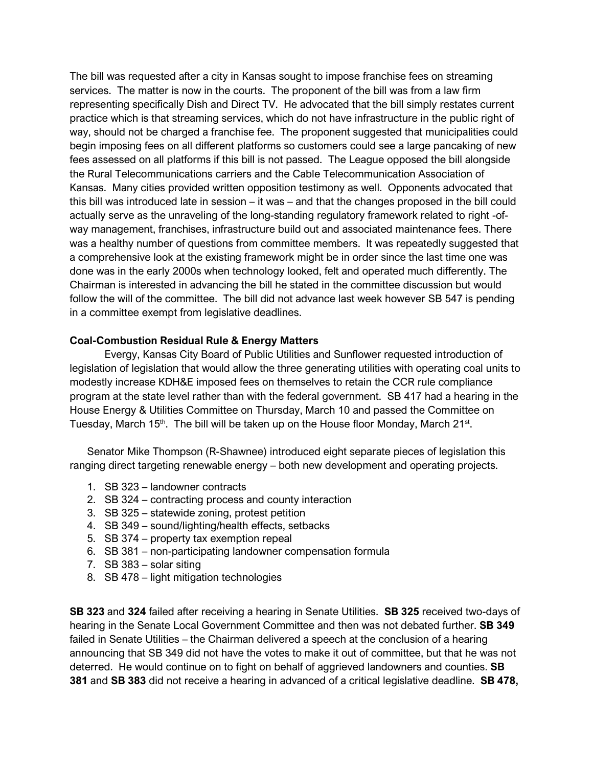The bill was requested after a city in Kansas sought to impose franchise fees on streaming services. The matter is now in the courts. The proponent of the bill was from a law firm representing specifically Dish and Direct TV. He advocated that the bill simply restates current practice which is that streaming services, which do not have infrastructure in the public right of way, should not be charged a franchise fee. The proponent suggested that municipalities could begin imposing fees on all different platforms so customers could see a large pancaking of new fees assessed on all platforms if this bill is not passed. The League opposed the bill alongside the Rural Telecommunications carriers and the Cable Telecommunication Association of Kansas. Many cities provided written opposition testimony as well. Opponents advocated that this bill was introduced late in session – it was – and that the changes proposed in the bill could actually serve as the unraveling of the long-standing regulatory framework related to right -of-way management, franchises, infrastructure build out and associated maintenance fees. There was a healthy number of questions from committee members. It was repeatedly suggested that a comprehensive look at the existing framework might be in order since the last time one was done was in the early 2000s when technology looked, felt and operated much differently. The Chairman is interested in advancing the bill he stated in the committee discussion but would follow the will of the committee. The bill did not advance last week however SB 547 is pending in a committee exempt from legislative deadlines.

**Coal-Combustion Residual Rule & Energy Matters**

Evergy, Kansas City Board of Public Utilities and Sunflower requested introduction of legislation of legislation that would allow the three generating utilities with operating coal units to modestly increase KDH&E imposed fees on themselves to retain the CCR rule compliance program at the state level rather than with the federal government. SB 417 had a hearing in the House Energy & Utilities Committee on Thursday, March 10 and passed the Committee on Tuesday, March 15th. The bill will be taken up on the House floor Monday, March 21st.

Senator Mike Thompson (R-Shawnee) introduced eight separate pieces of legislation this ranging direct targeting renewable energy – both new development and operating projects.

1. SB 323 – landowner contracts
2. SB 324 – contracting process and county interaction
3. SB 325 – statewide zoning, protest petition
4. SB 349 – sound/lighting/health effects, setbacks
5. SB 374 – property tax exemption repeal
6. SB 381 – non-participating landowner compensation formula
7. SB 383 – solar siting
8. SB 478 – light mitigation technologies

**SB 323** and **324** failed after receiving a hearing in Senate Utilities. **SB 325** received two-days of hearing in the Senate Local Government Committee and then was not debated further. **SB 349** failed in Senate Utilities – the Chairman delivered a speech at the conclusion of a hearing announcing that SB 349 did not have the votes to make it out of committee, but that he was not deterred. He would continue on to fight on behalf of aggrieved landowners and counties. **SB 381** and **SB 383** did not receive a hearing in advanced of a critical legislative deadline. **SB 478,**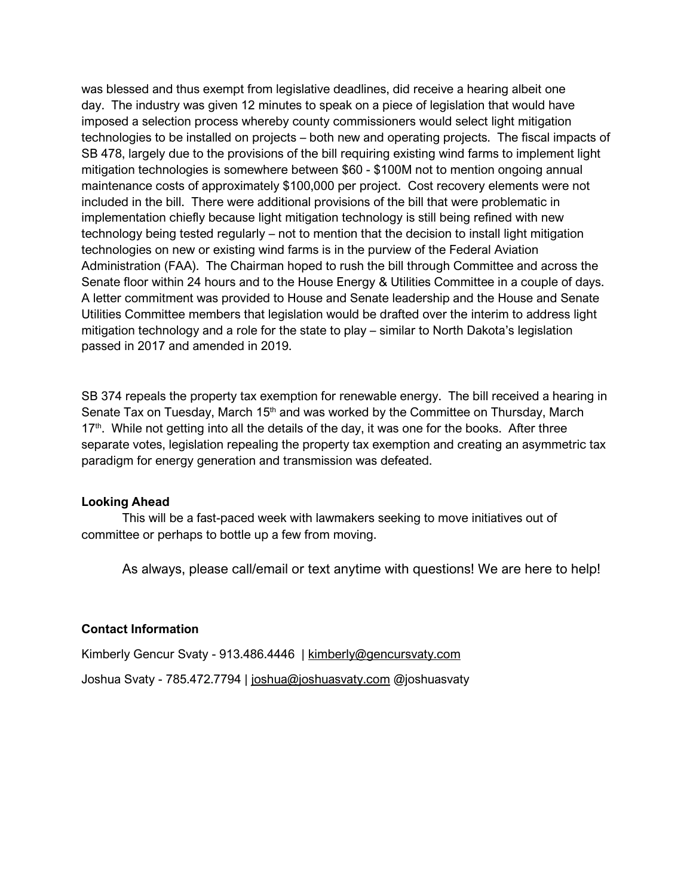was blessed and thus exempt from legislative deadlines, did receive a hearing albeit one day. The industry was given 12 minutes to speak on a piece of legislation that would have imposed a selection process whereby county commissioners would select light mitigation technologies to be installed on projects – both new and operating projects. The fiscal impacts of SB 478, largely due to the provisions of the bill requiring existing wind farms to implement light mitigation technologies is somewhere between $60 - $100M not to mention ongoing annual maintenance costs of approximately $100,000 per project. Cost recovery elements were not included in the bill. There were additional provisions of the bill that were problematic in implementation chiefly because light mitigation technology is still being refined with new technology being tested regularly – not to mention that the decision to install light mitigation technologies on new or existing wind farms is in the purview of the Federal Aviation Administration (FAA). The Chairman hoped to rush the bill through Committee and across the Senate floor within 24 hours and to the House Energy & Utilities Committee in a couple of days. A letter commitment was provided to House and Senate leadership and the House and Senate Utilities Committee members that legislation would be drafted over the interim to address light mitigation technology and a role for the state to play – similar to North Dakota's legislation passed in 2017 and amended in 2019.

SB 374 repeals the property tax exemption for renewable energy. The bill received a hearing in Senate Tax on Tuesday, March 15th and was worked by the Committee on Thursday, March 17th. While not getting into all the details of the day, it was one for the books. After three separate votes, legislation repealing the property tax exemption and creating an asymmetric tax paradigm for energy generation and transmission was defeated.

**Looking Ahead**

This will be a fast-paced week with lawmakers seeking to move initiatives out of committee or perhaps to bottle up a few from moving.

As always, please call/email or text anytime with questions! We are here to help!

**Contact Information**

Kimberly Gencur Svaty - 913.486.4446 | kimberly@gencursvaty.com

Joshua Svaty - 785.472.7794 | joshua@joshuasvaty.com @joshuasvaty